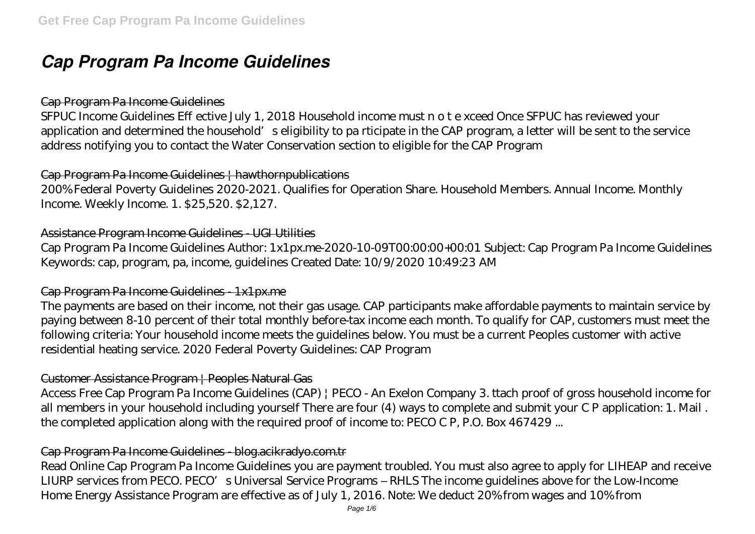# *Cap Program Pa Income Guidelines*

## Cap Program Pa Income Guidelines

SFPUC Income Guidelines Eff ective July 1, 2018 Household income must n o t e xceed Once SFPUC has reviewed your application and determined the household's eligibility to pa rticipate in the CAP program, a letter will be sent to the service address notifying you to contact the Water Conservation section to eligible for the CAP Program

## Cap Program Pa Income Guidelines | hawthornpublications

200% Federal Poverty Guidelines 2020-2021. Qualifies for Operation Share. Household Members. Annual Income. Monthly Income. Weekly Income. 1. $25,520. $2,127.

## Assistance Program Income Guidelines - UGI Utilities

Cap Program Pa Income Guidelines Author: 1x1px.me-2020-10-09T00:00:00+00:01 Subject: Cap Program Pa Income Guidelines Keywords: cap, program, pa, income, guidelines Created Date: 10/9/2020 10:49:23 AM

## Cap Program Pa Income Guidelines - 1x1px.me

The payments are based on their income, not their gas usage. CAP participants make affordable payments to maintain service by paying between 8-10 percent of their total monthly before-tax income each month. To qualify for CAP, customers must meet the following criteria: Your household income meets the guidelines below. You must be a current Peoples customer with active residential heating service. 2020 Federal Poverty Guidelines: CAP Program

## Customer Assistance Program | Peoples Natural Gas

Access Free Cap Program Pa Income Guidelines (CAP) | PECO - An Exelon Company 3. ttach proof of gross household income for all members in your household including yourself There are four (4) ways to complete and submit your C P application: 1. Mail . the completed application along with the required proof of income to: PECO C P, P.O. Box 467429 ...

## Cap Program Pa Income Guidelines - blog.acikradyo.com.tr

Read Online Cap Program Pa Income Guidelines you are payment troubled. You must also agree to apply for LIHEAP and receive LIURP services from PECO. PECO's Universal Service Programs – RHLS The income guidelines above for the Low-Income Home Energy Assistance Program are effective as of July 1, 2016. Note: We deduct 20% from wages and 10% from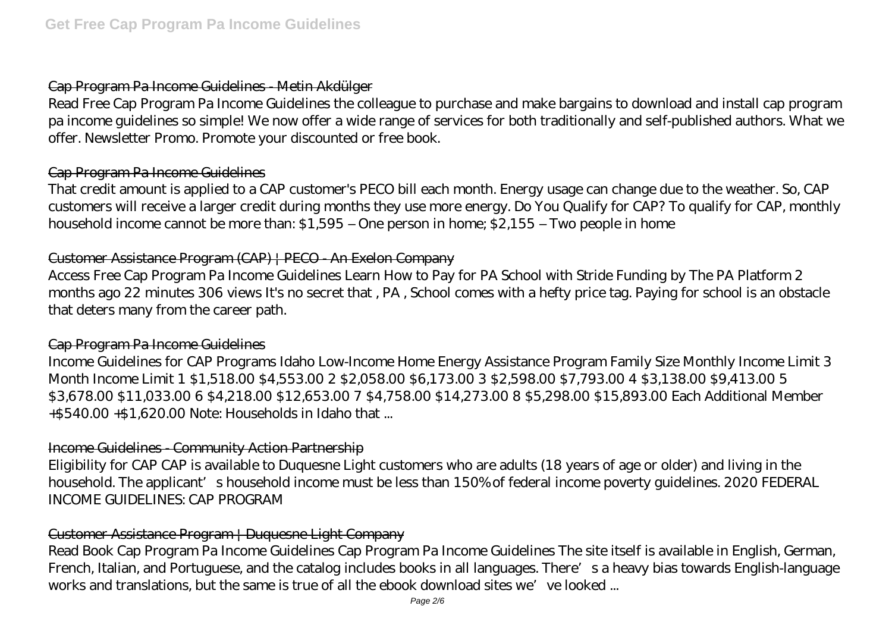## Cap Program Pa Income Guidelines - Metin Akdülger

Read Free Cap Program Pa Income Guidelines the colleague to purchase and make bargains to download and install cap program pa income guidelines so simple! We now offer a wide range of services for both traditionally and self-published authors. What we offer. Newsletter Promo. Promote your discounted or free book.

## Cap Program Pa Income Guidelines

That credit amount is applied to a CAP customer's PECO bill each month. Energy usage can change due to the weather. So, CAP customers will receive a larger credit during months they use more energy. Do You Qualify for CAP? To qualify for CAP, monthly household income cannot be more than: $1,595 – One person in home; $2,155 – Two people in home

## Customer Assistance Program (CAP) | PECO - An Exelon Company

Access Free Cap Program Pa Income Guidelines Learn How to Pay for PA School with Stride Funding by The PA Platform 2 months ago 22 minutes 306 views It's no secret that , PA , School comes with a hefty price tag. Paying for school is an obstacle that deters many from the career path.

## Cap Program Pa Income Guidelines

Income Guidelines for CAP Programs Idaho Low-Income Home Energy Assistance Program Family Size Monthly Income Limit 3 Month Income Limit 1 $1,518.00 $4,553.00 2 $2,058.00 $6,173.00 3 $2,598.00 $7,793.00 4 $3,138.00 $9,413.00 5 $3,678.00 $11,033.00 6 $4,218.00 $12,653.00 7 $4,758.00 $14,273.00 8 $5,298.00 $15,893.00 Each Additional Member +$540.00 +$1,620.00 Note: Households in Idaho that ...

## Income Guidelines - Community Action Partnership

Eligibility for CAP CAP is available to Duquesne Light customers who are adults (18 years of age or older) and living in the household. The applicant's household income must be less than 150% of federal income poverty guidelines. 2020 FEDERAL INCOME GUIDELINES: CAP PROGRAM

## Customer Assistance Program | Duquesne Light Company

Read Book Cap Program Pa Income Guidelines Cap Program Pa Income Guidelines The site itself is available in English, German, French, Italian, and Portuguese, and the catalog includes books in all languages. There's a heavy bias towards English-language works and translations, but the same is true of all the ebook download sites we've looked ...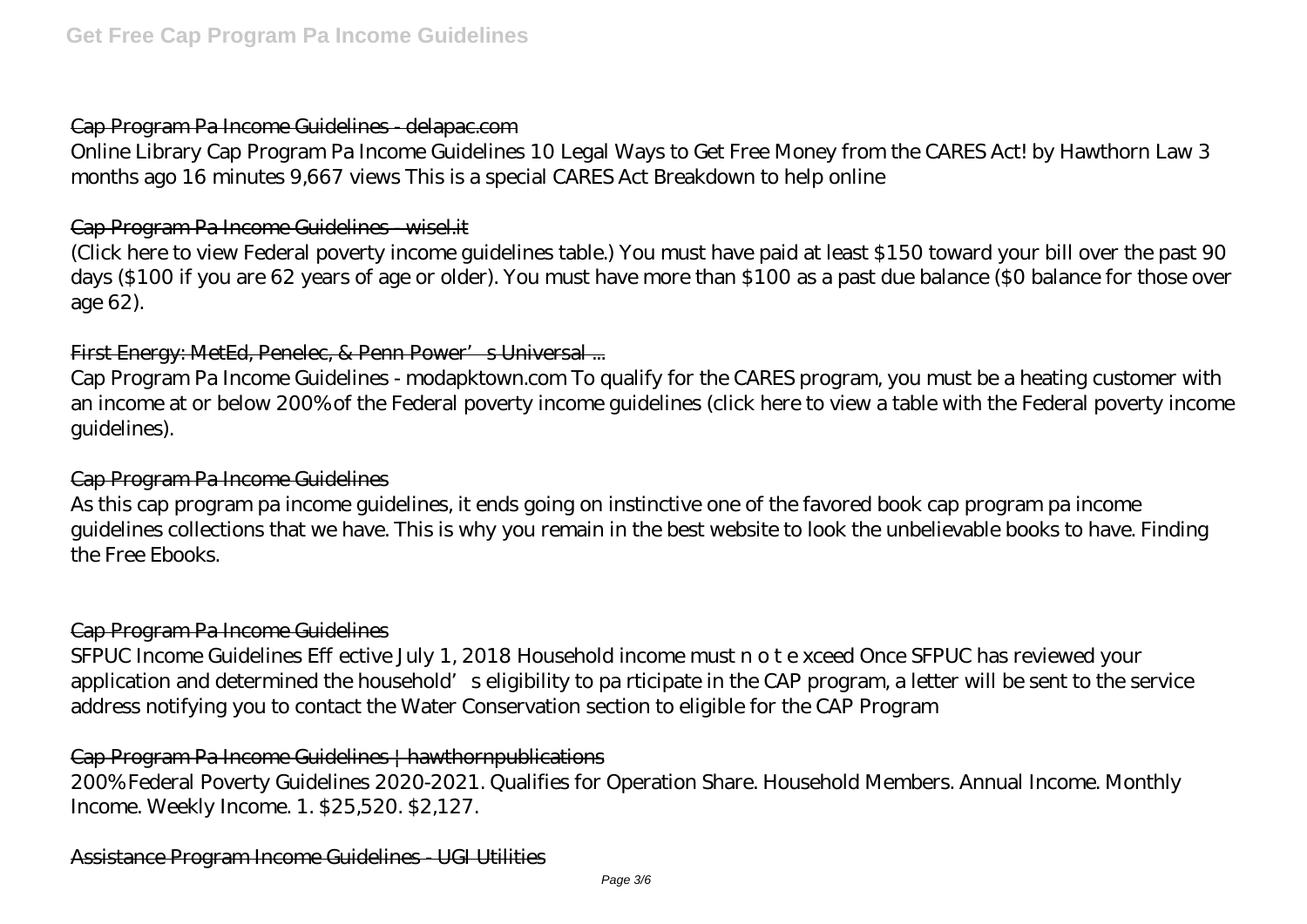### Cap Program Pa Income Guidelines - delapac.com

Online Library Cap Program Pa Income Guidelines 10 Legal Ways to Get Free Money from the CARES Act! by Hawthorn Law 3 months ago 16 minutes 9,667 views This is a special CARES Act Breakdown to help online

### Cap Program Pa Income Guidelines - wisel.it

(Click here to view Federal poverty income guidelines table.) You must have paid at least $150 toward your bill over the past 90 days ($100 if you are 62 years of age or older). You must have more than $100 as a past due balance ($0 balance for those over age 62).

### First Energy: MetEd, Penelec, & Penn Power's Universal ...

Cap Program Pa Income Guidelines - modapktown.com To qualify for the CARES program, you must be a heating customer with an income at or below 200% of the Federal poverty income guidelines (click here to view a table with the Federal poverty income guidelines).

### Cap Program Pa Income Guidelines

As this cap program pa income guidelines, it ends going on instinctive one of the favored book cap program pa income guidelines collections that we have. This is why you remain in the best website to look the unbelievable books to have. Finding the Free Ebooks.

### Cap Program Pa Income Guidelines

SFPUC Income Guidelines Eff ective July 1, 2018 Household income must n o t e xceed Once SFPUC has reviewed your application and determined the household's eligibility to pa rticipate in the CAP program, a letter will be sent to the service address notifying you to contact the Water Conservation section to eligible for the CAP Program

### Cap Program Pa Income Guidelines | hawthornpublications

200% Federal Poverty Guidelines 2020-2021. Qualifies for Operation Share. Household Members. Annual Income. Monthly Income. Weekly Income. 1. $25,520. $2,127.

### Assistance Program Income Guidelines - UGI Utilities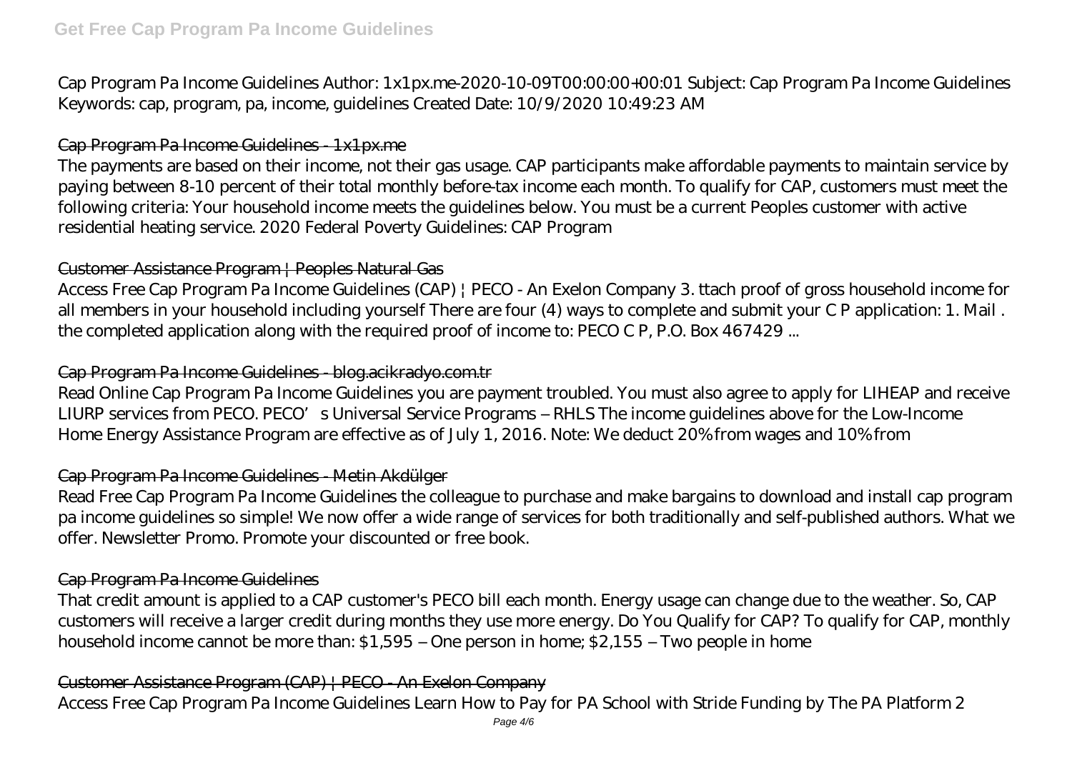Cap Program Pa Income Guidelines Author: 1x1px.me-2020-10-09T00:00:00+00:01 Subject: Cap Program Pa Income Guidelines Keywords: cap, program, pa, income, guidelines Created Date: 10/9/2020 10:49:23 AM

## Cap Program Pa Income Guidelines - 1x1px.me

The payments are based on their income, not their gas usage. CAP participants make affordable payments to maintain service by paying between 8-10 percent of their total monthly before-tax income each month. To qualify for CAP, customers must meet the following criteria: Your household income meets the guidelines below. You must be a current Peoples customer with active residential heating service. 2020 Federal Poverty Guidelines: CAP Program

## Customer Assistance Program | Peoples Natural Gas

Access Free Cap Program Pa Income Guidelines (CAP) | PECO - An Exelon Company 3. ttach proof of gross household income for all members in your household including yourself There are four (4) ways to complete and submit your C P application: 1. Mail . the completed application along with the required proof of income to: PECO C P, P.O. Box 467429 ...

## Cap Program Pa Income Guidelines - blog.acikradyo.com.tr

Read Online Cap Program Pa Income Guidelines you are payment troubled. You must also agree to apply for LIHEAP and receive LIURP services from PECO. PECO' s Universal Service Programs – RHLS The income guidelines above for the Low-Income Home Energy Assistance Program are effective as of July 1, 2016. Note: We deduct 20% from wages and 10% from

## Cap Program Pa Income Guidelines - Metin Akdülger

Read Free Cap Program Pa Income Guidelines the colleague to purchase and make bargains to download and install cap program pa income guidelines so simple! We now offer a wide range of services for both traditionally and self-published authors. What we offer. Newsletter Promo. Promote your discounted or free book.

## Cap Program Pa Income Guidelines

That credit amount is applied to a CAP customer's PECO bill each month. Energy usage can change due to the weather. So, CAP customers will receive a larger credit during months they use more energy. Do You Qualify for CAP? To qualify for CAP, monthly household income cannot be more than: $1,595 – One person in home; $2,155 – Two people in home

## Customer Assistance Program (CAP) | PECO - An Exelon Company

Access Free Cap Program Pa Income Guidelines Learn How to Pay for PA School with Stride Funding by The PA Platform 2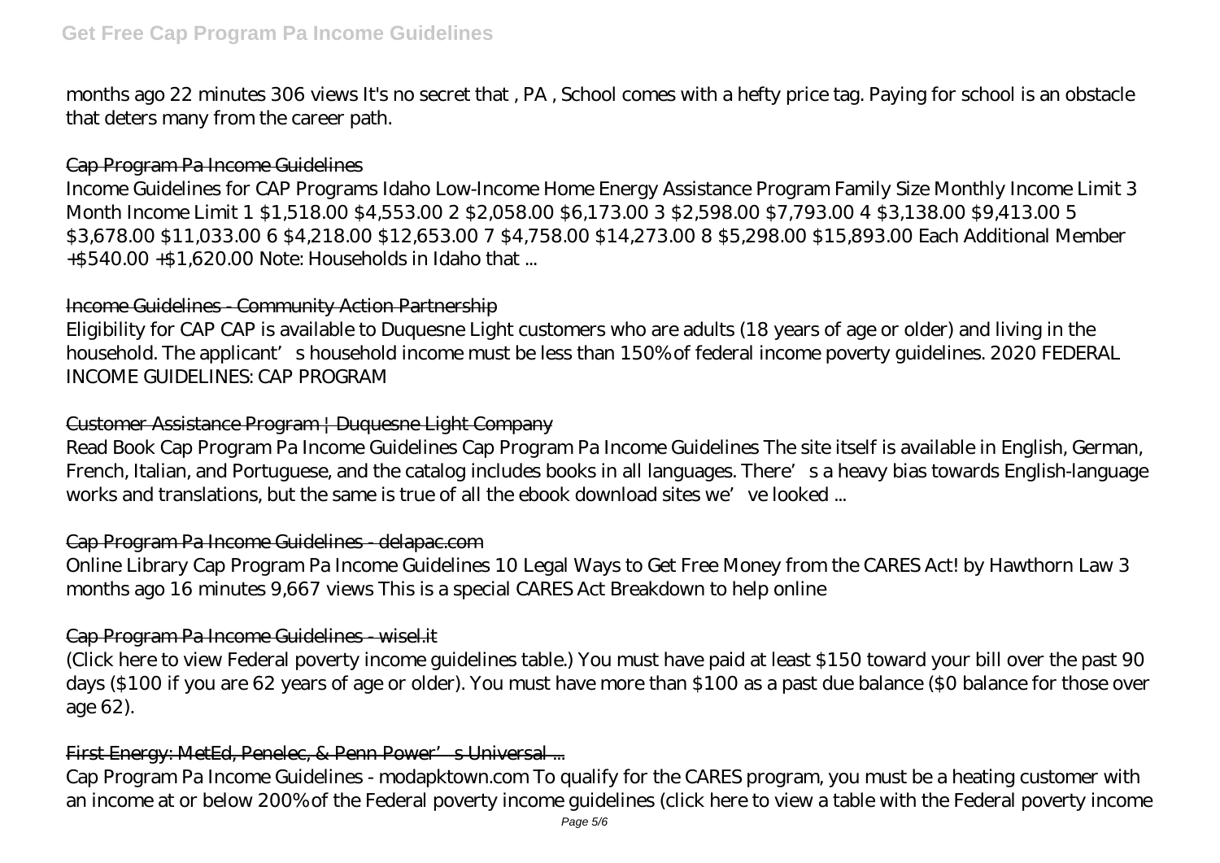months ago 22 minutes 306 views It's no secret that , PA , School comes with a hefty price tag. Paying for school is an obstacle that deters many from the career path.

### Cap Program Pa Income Guidelines

Income Guidelines for CAP Programs Idaho Low-Income Home Energy Assistance Program Family Size Monthly Income Limit 3 Month Income Limit 1 $1,518.00 $4,553.00 2 $2,058.00 $6,173.00 3 $2,598.00 $7,793.00 4 $3,138.00 $9,413.00 5 $3,678.00 $11,033.00 6 $4,218.00 $12,653.00 7 $4,758.00 $14,273.00 8 $5,298.00 $15,893.00 Each Additional Member +$540.00 +$1,620.00 Note: Households in Idaho that ...

### Income Guidelines - Community Action Partnership

Eligibility for CAP CAP is available to Duquesne Light customers who are adults (18 years of age or older) and living in the household. The applicant's household income must be less than 150% of federal income poverty guidelines. 2020 FEDERAL INCOME GUIDELINES: CAP PROGRAM

### Customer Assistance Program | Duquesne Light Company

Read Book Cap Program Pa Income Guidelines Cap Program Pa Income Guidelines The site itself is available in English, German, French, Italian, and Portuguese, and the catalog includes books in all languages. There's a heavy bias towards English-language works and translations, but the same is true of all the ebook download sites we've looked ...

### Cap Program Pa Income Guidelines - delapac.com

Online Library Cap Program Pa Income Guidelines 10 Legal Ways to Get Free Money from the CARES Act! by Hawthorn Law 3 months ago 16 minutes 9,667 views This is a special CARES Act Breakdown to help online

### Cap Program Pa Income Guidelines - wisel.it

(Click here to view Federal poverty income guidelines table.) You must have paid at least $150 toward your bill over the past 90 days ($100 if you are 62 years of age or older). You must have more than $100 as a past due balance ($0 balance for those over age 62).

### First Energy: MetEd, Penelec, & Penn Power's Universal ...

Cap Program Pa Income Guidelines - modapktown.com To qualify for the CARES program, you must be a heating customer with an income at or below 200% of the Federal poverty income guidelines (click here to view a table with the Federal poverty income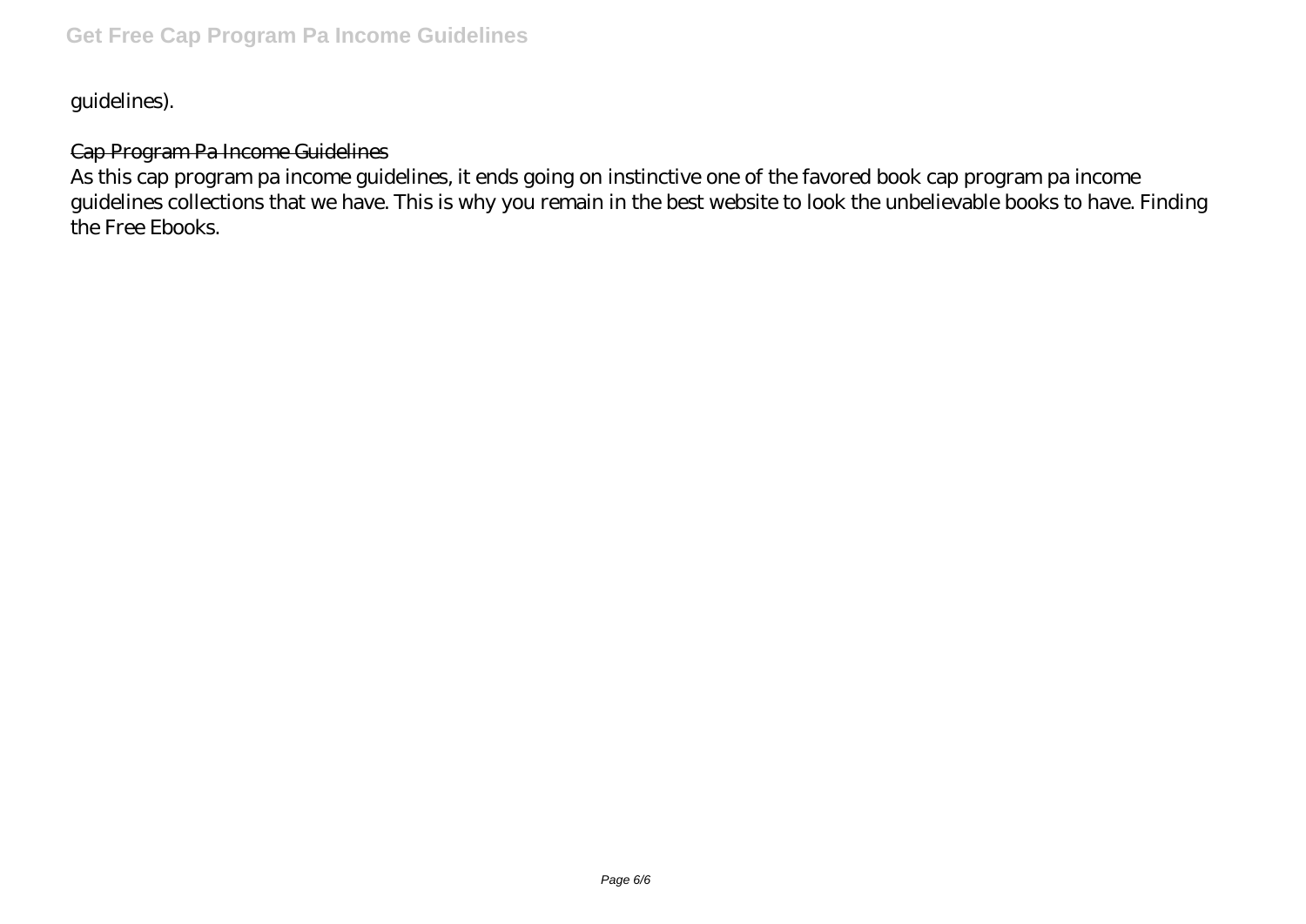guidelines).

## Cap Program Pa Income Guidelines

As this cap program pa income guidelines, it ends going on instinctive one of the favored book cap program pa income guidelines collections that we have. This is why you remain in the best website to look the unbelievable books to have. Finding the Free Ebooks.